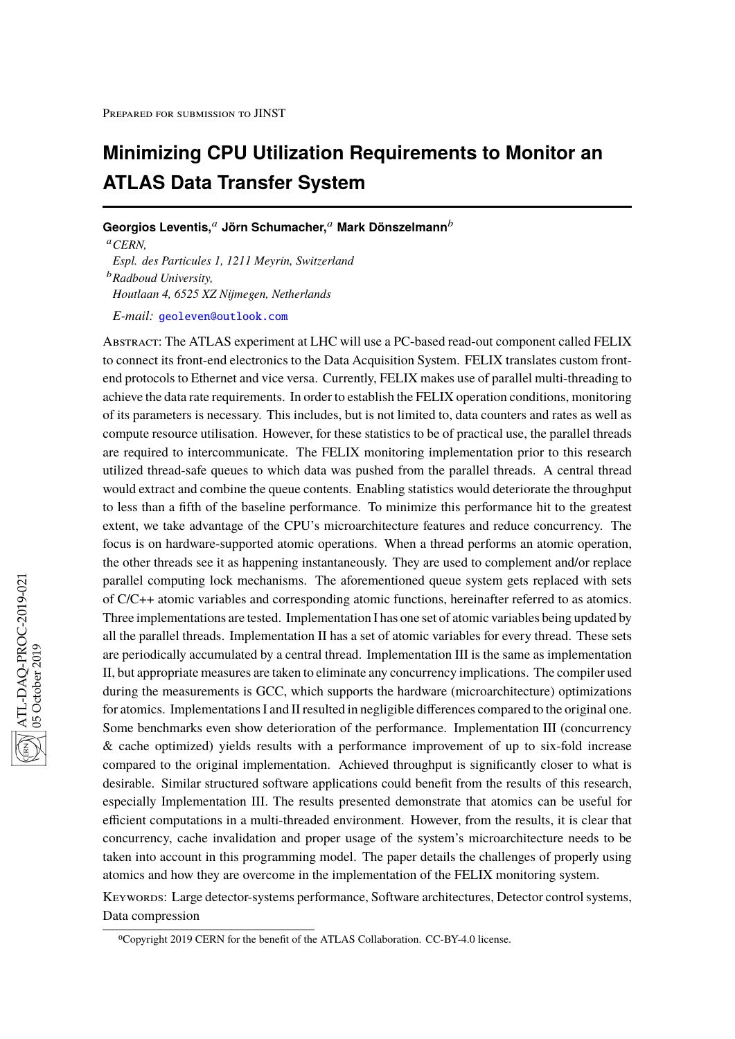Prepared for submission to JINST

# Minimizing CPU Utilization Requirements to Monitor an ATLAS Data Transfer System

**Georgios Leventis,**[a] **Jörn Schumacher,**[a] **Mark Dönszelmann**[b]

[a] *CERN, Espl. des Particules 1, 1211 Meyrin, Switzerland*

[b] *Radboud University, Houtlaan 4, 6525 XZ Nijmegen, Netherlands*

*E-mail:* geoleven@outlook.com

Abstract: The ATLAS experiment at LHC will use a PC-based read-out component called FELIX to connect its front-end electronics to the Data Acquisition System. FELIX translates custom front-end protocols to Ethernet and vice versa. Currently, FELIX makes use of parallel multi-threading to achieve the data rate requirements. In order to establish the FELIX operation conditions, monitoring of its parameters is necessary. This includes, but is not limited to, data counters and rates as well as compute resource utilisation. However, for these statistics to be of practical use, the parallel threads are required to intercommunicate. The FELIX monitoring implementation prior to this research utilized thread-safe queues to which data was pushed from the parallel threads. A central thread would extract and combine the queue contents. Enabling statistics would deteriorate the throughput to less than a fifth of the baseline performance. To minimize this performance hit to the greatest extent, we take advantage of the CPU's microarchitecture features and reduce concurrency. The focus is on hardware-supported atomic operations. When a thread performs an atomic operation, the other threads see it as happening instantaneously. They are used to complement and/or replace parallel computing lock mechanisms. The aforementioned queue system gets replaced with sets of C/C++ atomic variables and corresponding atomic functions, hereinafter referred to as atomics. Three implementations are tested. Implementation I has one set of atomic variables being updated by all the parallel threads. Implementation II has a set of atomic variables for every thread. These sets are periodically accumulated by a central thread. Implementation III is the same as implementation II, but appropriate measures are taken to eliminate any concurrency implications. The compiler used during the measurements is GCC, which supports the hardware (microarchitecture) optimizations for atomics. Implementations I and II resulted in negligible differences compared to the original one. Some benchmarks even show deterioration of the performance. Implementation III (concurrency & cache optimized) yields results with a performance improvement of up to six-fold increase compared to the original implementation. Achieved throughput is significantly closer to what is desirable. Similar structured software applications could benefit from the results of this research, especially Implementation III. The results presented demonstrate that atomics can be useful for efficient computations in a multi-threaded environment. However, from the results, it is clear that concurrency, cache invalidation and proper usage of the system's microarchitecture needs to be taken into account in this programming model. The paper details the challenges of properly using atomics and how they are overcome in the implementation of the FELIX monitoring system.

Keywords: Large detector-systems performance, Software architectures, Detector control systems, Data compression

ATL-DAQ-PROC-2019-021
05 October 2019

[0] Copyright 2019 CERN for the benefit of the ATLAS Collaboration. CC-BY-4.0 license.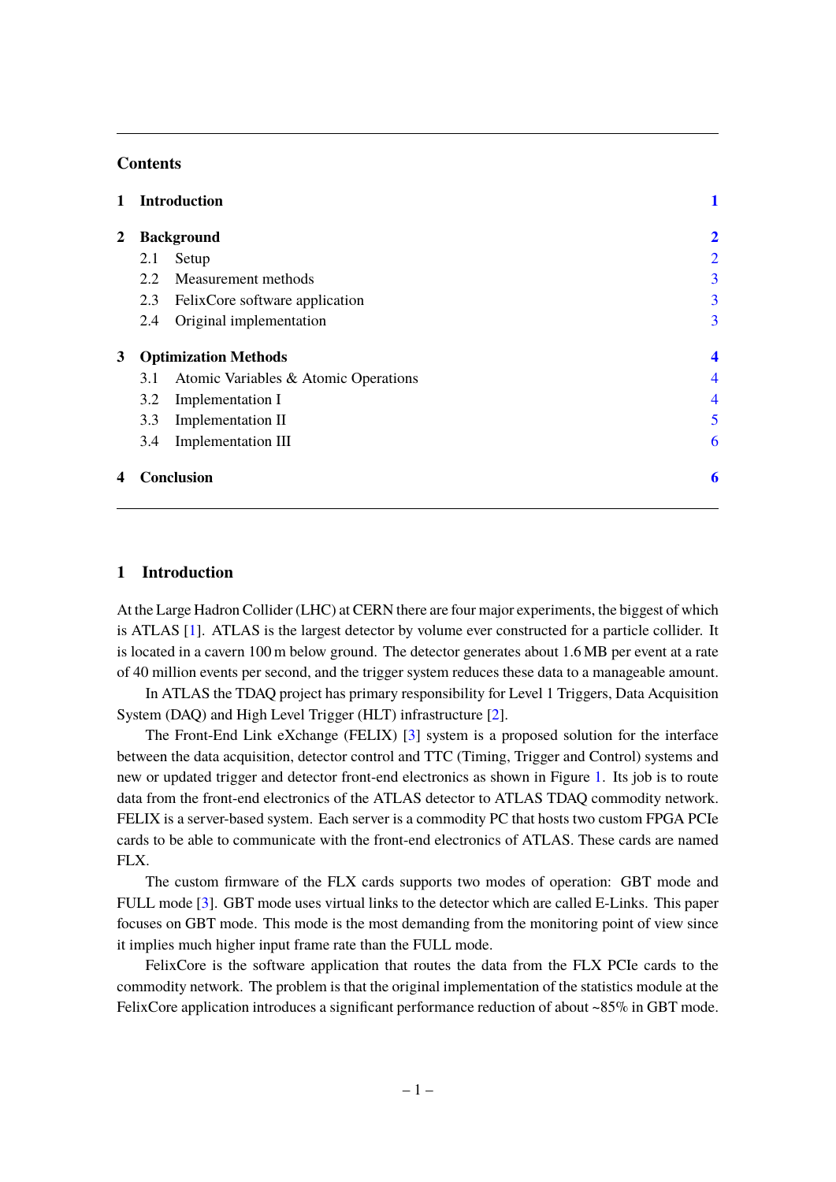## Contents

| | | |
|---|---|---|
| **1** | **Introduction** | **1** |
| **2** | **Background** | **2** |
| | 2.1 Setup | 2 |
| | 2.2 Measurement methods | 3 |
| | 2.3 FelixCore software application | 3 |
| | 2.4 Original implementation | 3 |
| **3** | **Optimization Methods** | **4** |
| | 3.1 Atomic Variables & Atomic Operations | 4 |
| | 3.2 Implementation I | 4 |
| | 3.3 Implementation II | 5 |
| | 3.4 Implementation III | 6 |
| **4** | **Conclusion** | **6** |

## 1 Introduction

At the Large Hadron Collider (LHC) at CERN there are four major experiments, the biggest of which is ATLAS [1]. ATLAS is the largest detector by volume ever constructed for a particle collider. It is located in a cavern 100 m below ground. The detector generates about 1.6 MB per event at a rate of 40 million events per second, and the trigger system reduces these data to a manageable amount.

In ATLAS the TDAQ project has primary responsibility for Level 1 Triggers, Data Acquisition System (DAQ) and High Level Trigger (HLT) infrastructure [2].

The Front-End Link eXchange (FELIX) [3] system is a proposed solution for the interface between the data acquisition, detector control and TTC (Timing, Trigger and Control) systems and new or updated trigger and detector front-end electronics as shown in Figure 1. Its job is to route data from the front-end electronics of the ATLAS detector to ATLAS TDAQ commodity network. FELIX is a server-based system. Each server is a commodity PC that hosts two custom FPGA PCIe cards to be able to communicate with the front-end electronics of ATLAS. These cards are named FLX.

The custom firmware of the FLX cards supports two modes of operation: GBT mode and FULL mode [3]. GBT mode uses virtual links to the detector which are called E-Links. This paper focuses on GBT mode. This mode is the most demanding from the monitoring point of view since it implies much higher input frame rate than the FULL mode.

FelixCore is the software application that routes the data from the FLX PCIe cards to the commodity network. The problem is that the original implementation of the statistics module at the FelixCore application introduces a significant performance reduction of about ~85% in GBT mode.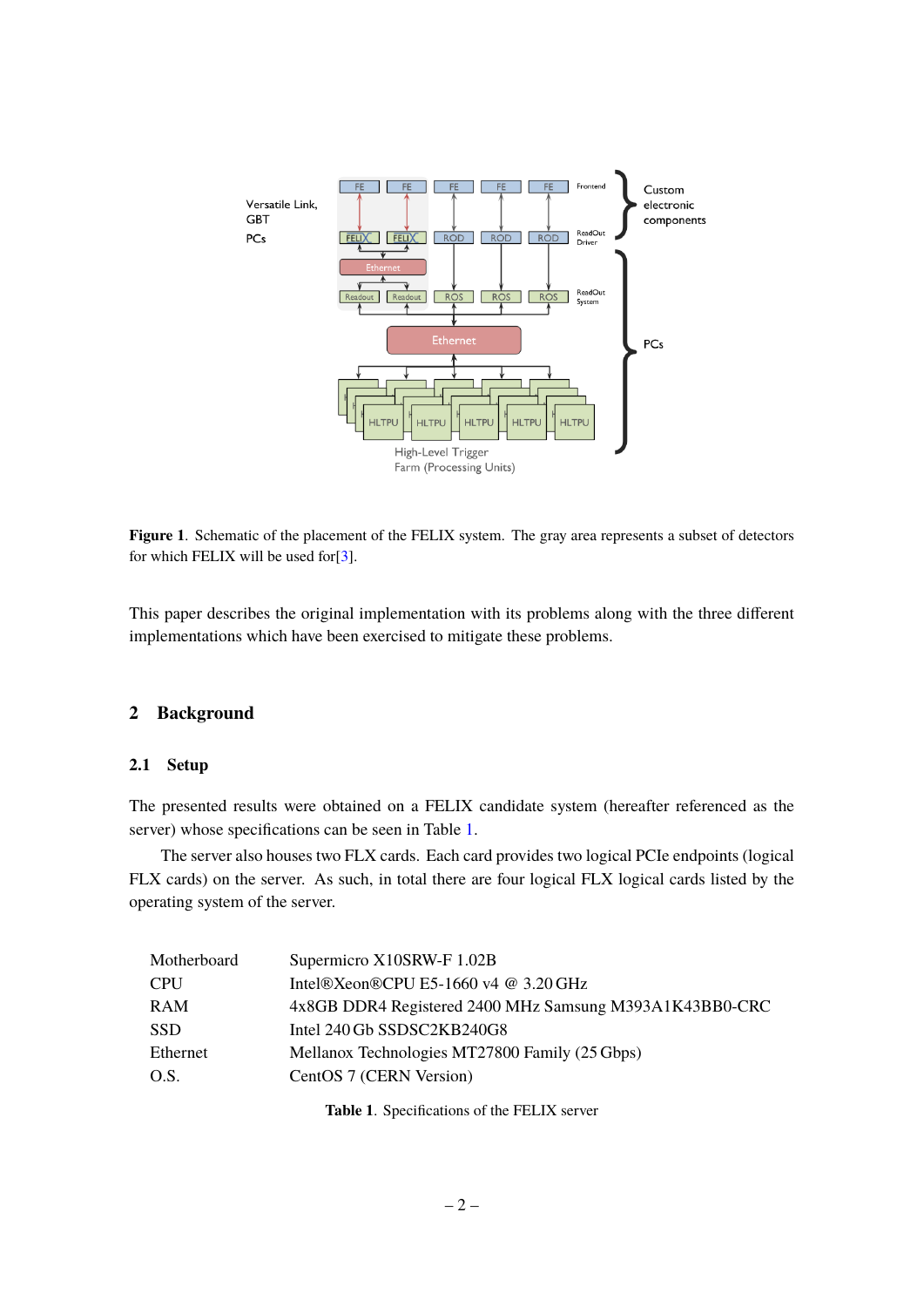**Figure 1**. Schematic of the placement of the FELIX system. The gray area represents a subset of detectors for which FELIX will be used for[3].

This paper describes the original implementation with its problems along with the three different implementations which have been exercised to mitigate these problems.

## 2 Background

### 2.1 Setup

The presented results were obtained on a FELIX candidate system (hereafter referenced as the server) whose specifications can be seen in Table 1.

The server also houses two FLX cards. Each card provides two logical PCIe endpoints (logical FLX cards) on the server. As such, in total there are four logical FLX logical cards listed by the operating system of the server.

| | |
|---|---|
| Motherboard | Supermicro X10SRW-F 1.02B |
| CPU | Intel®Xeon®CPU E5-1660 v4 @ 3.20 GHz |
| RAM | 4x8GB DDR4 Registered 2400 MHz Samsung M393A1K43BB0-CRC |
| SSD | Intel 240 Gb SSDSC2KB240G8 |
| Ethernet | Mellanox Technologies MT27800 Family (25 Gbps) |
| O.S. | CentOS 7 (CERN Version) |

**Table 1**. Specifications of the FELIX server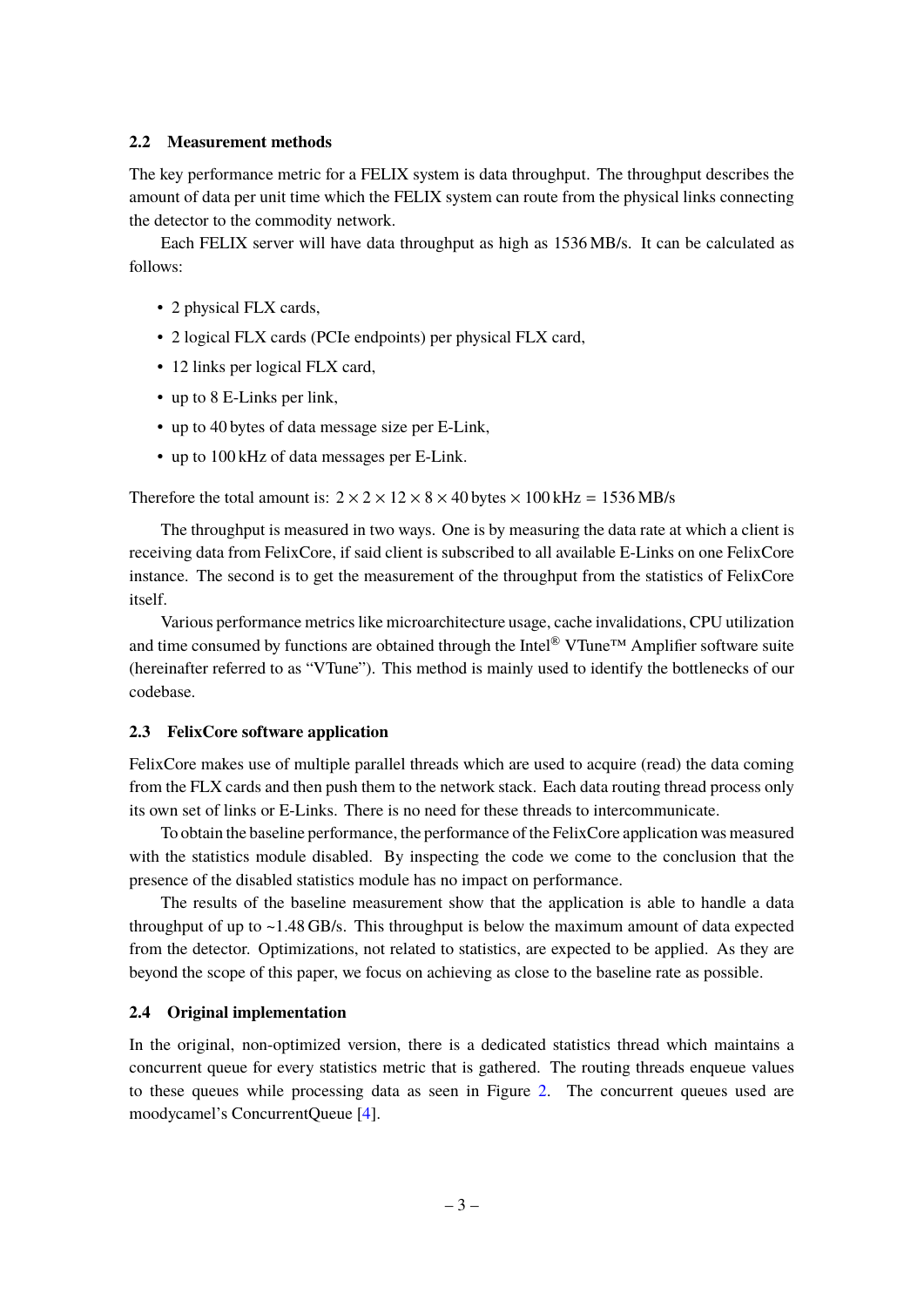### 2.2 Measurement methods

The key performance metric for a FELIX system is data throughput. The throughput describes the amount of data per unit time which the FELIX system can route from the physical links connecting the detector to the commodity network.

Each FELIX server will have data throughput as high as 1536 MB/s. It can be calculated as follows:

- 2 physical FLX cards,
- 2 logical FLX cards (PCIe endpoints) per physical FLX card,
- 12 links per logical FLX card,
- up to 8 E-Links per link,
- up to 40 bytes of data message size per E-Link,
- up to 100 kHz of data messages per E-Link.

Therefore the total amount is: $2 \times 2 \times 12 \times 8 \times 40\,\text{bytes} \times 100\,\text{kHz} = 1536\,\text{MB/s}$

The throughput is measured in two ways. One is by measuring the data rate at which a client is receiving data from FelixCore, if said client is subscribed to all available E-Links on one FelixCore instance. The second is to get the measurement of the throughput from the statistics of FelixCore itself.

Various performance metrics like microarchitecture usage, cache invalidations, CPU utilization and time consumed by functions are obtained through the Intel® VTune™ Amplifier software suite (hereinafter referred to as "VTune"). This method is mainly used to identify the bottlenecks of our codebase.

### 2.3 FelixCore software application

FelixCore makes use of multiple parallel threads which are used to acquire (read) the data coming from the FLX cards and then push them to the network stack. Each data routing thread process only its own set of links or E-Links. There is no need for these threads to intercommunicate.

To obtain the baseline performance, the performance of the FelixCore application was measured with the statistics module disabled. By inspecting the code we come to the conclusion that the presence of the disabled statistics module has no impact on performance.

The results of the baseline measurement show that the application is able to handle a data throughput of up to ~1.48 GB/s. This throughput is below the maximum amount of data expected from the detector. Optimizations, not related to statistics, are expected to be applied. As they are beyond the scope of this paper, we focus on achieving as close to the baseline rate as possible.

### 2.4 Original implementation

In the original, non-optimized version, there is a dedicated statistics thread which maintains a concurrent queue for every statistics metric that is gathered. The routing threads enqueue values to these queues while processing data as seen in Figure 2. The concurrent queues used are moodycamel's ConcurrentQueue [4].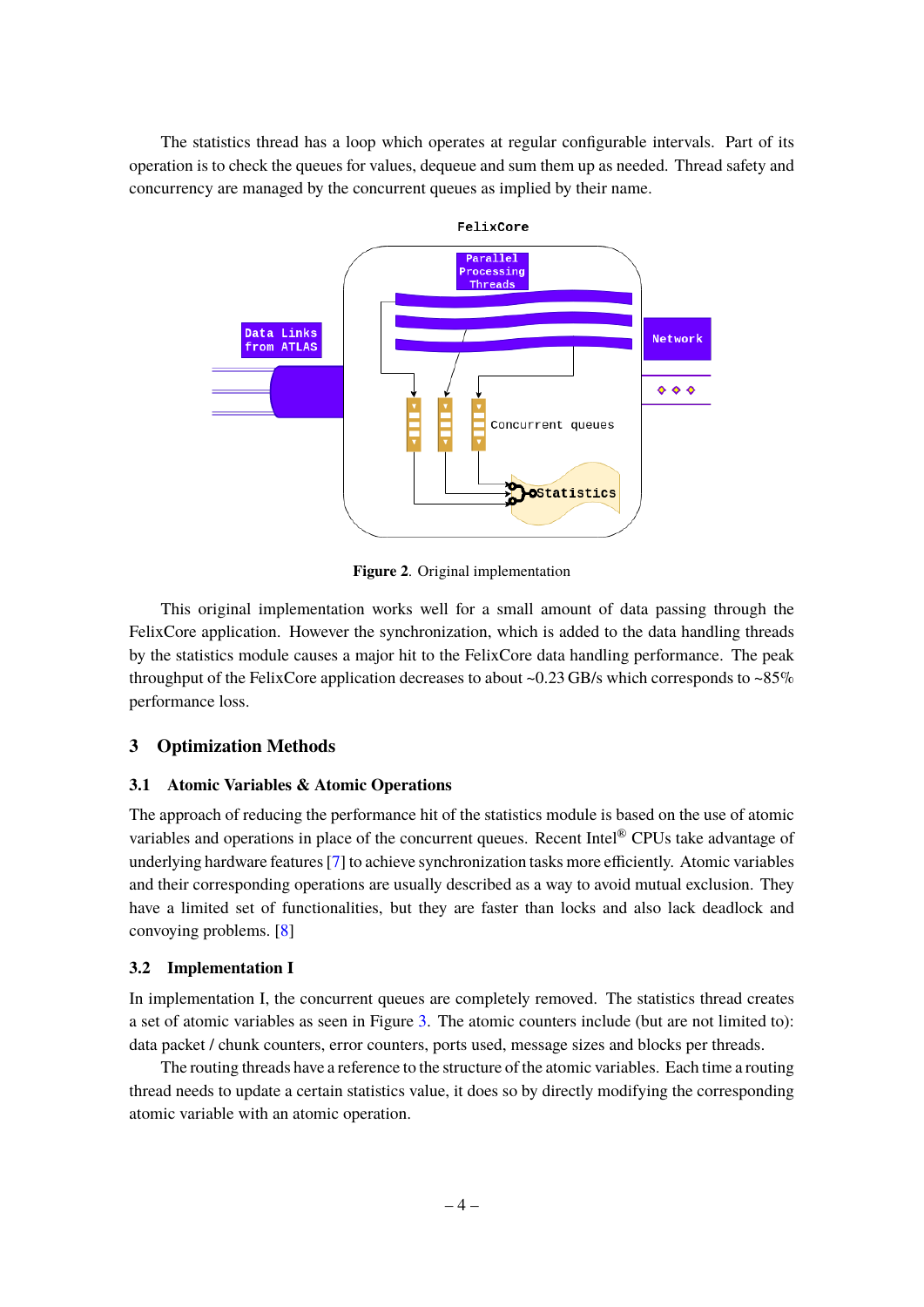The statistics thread has a loop which operates at regular configurable intervals. Part of its operation is to check the queues for values, dequeue and sum them up as needed. Thread safety and concurrency are managed by the concurrent queues as implied by their name.

**Figure 2**. Original implementation

This original implementation works well for a small amount of data passing through the FelixCore application. However the synchronization, which is added to the data handling threads by the statistics module causes a major hit to the FelixCore data handling performance. The peak throughput of the FelixCore application decreases to about ~0.23 GB/s which corresponds to ~85% performance loss.

## 3 Optimization Methods

### 3.1 Atomic Variables & Atomic Operations

The approach of reducing the performance hit of the statistics module is based on the use of atomic variables and operations in place of the concurrent queues. Recent Intel® CPUs take advantage of underlying hardware features [7] to achieve synchronization tasks more efficiently. Atomic variables and their corresponding operations are usually described as a way to avoid mutual exclusion. They have a limited set of functionalities, but they are faster than locks and also lack deadlock and convoying problems. [8]

### 3.2 Implementation I

In implementation I, the concurrent queues are completely removed. The statistics thread creates a set of atomic variables as seen in Figure 3. The atomic counters include (but are not limited to): data packet / chunk counters, error counters, ports used, message sizes and blocks per threads.

The routing threads have a reference to the structure of the atomic variables. Each time a routing thread needs to update a certain statistics value, it does so by directly modifying the corresponding atomic variable with an atomic operation.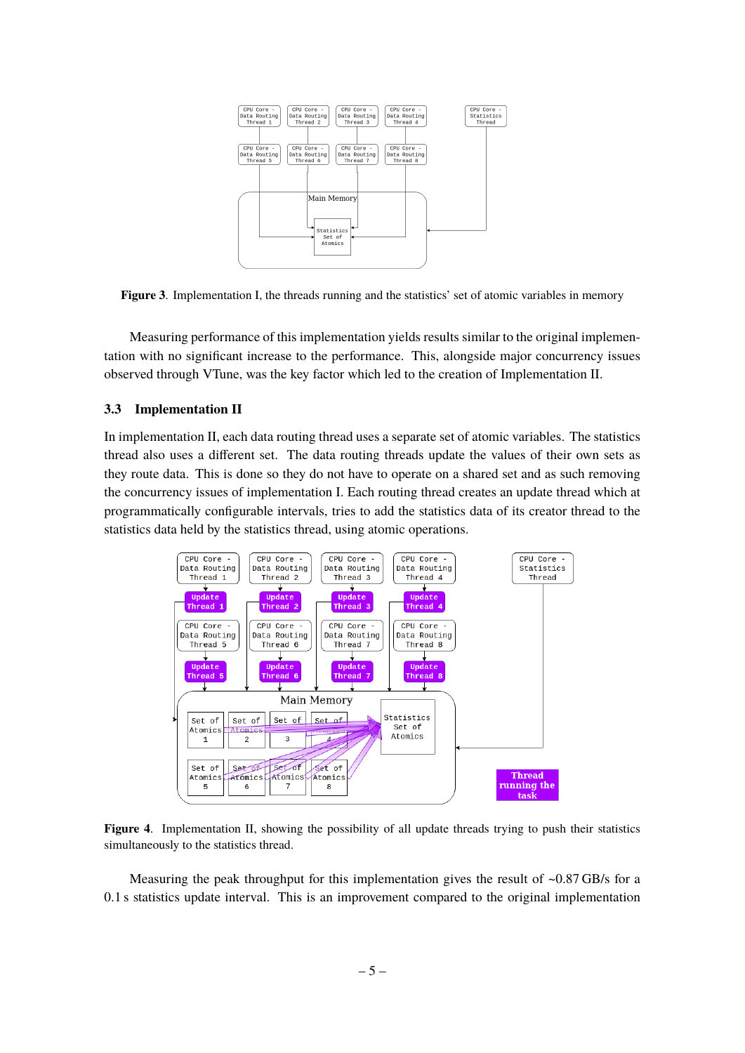**Figure 3**. Implementation I, the threads running and the statistics' set of atomic variables in memory

Measuring performance of this implementation yields results similar to the original implementation with no significant increase to the performance. This, alongside major concurrency issues observed through VTune, was the key factor which led to the creation of Implementation II.

### 3.3 Implementation II

In implementation II, each data routing thread uses a separate set of atomic variables. The statistics thread also uses a different set. The data routing threads update the values of their own sets as they route data. This is done so they do not have to operate on a shared set and as such removing the concurrency issues of implementation I. Each routing thread creates an update thread which at programmatically configurable intervals, tries to add the statistics data of its creator thread to the statistics data held by the statistics thread, using atomic operations.

**Figure 4**. Implementation II, showing the possibility of all update threads trying to push their statistics simultaneously to the statistics thread.

Measuring the peak throughput for this implementation gives the result of ~0.87 GB/s for a 0.1 s statistics update interval. This is an improvement compared to the original implementation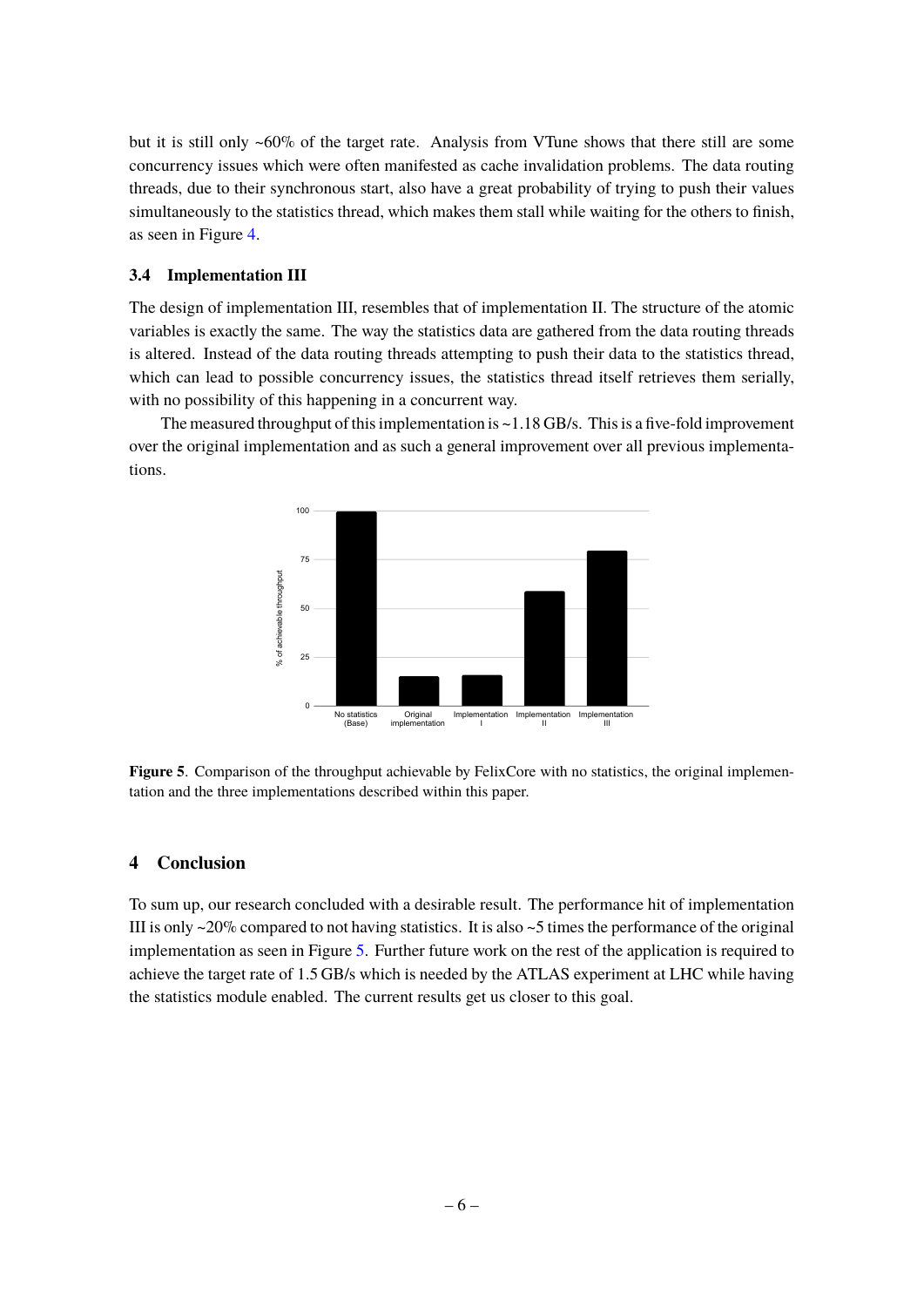but it is still only ~60% of the target rate. Analysis from VTune shows that there still are some concurrency issues which were often manifested as cache invalidation problems. The data routing threads, due to their synchronous start, also have a great probability of trying to push their values simultaneously to the statistics thread, which makes them stall while waiting for the others to finish, as seen in Figure 4.

### 3.4 Implementation III

The design of implementation III, resembles that of implementation II. The structure of the atomic variables is exactly the same. The way the statistics data are gathered from the data routing threads is altered. Instead of the data routing threads attempting to push their data to the statistics thread, which can lead to possible concurrency issues, the statistics thread itself retrieves them serially, with no possibility of this happening in a concurrent way.

The measured throughput of this implementation is ~1.18 GB/s. This is a five-fold improvement over the original implementation and as such a general improvement over all previous implementations.

**Figure 5**. Comparison of the throughput achievable by FelixCore with no statistics, the original implementation and the three implementations described within this paper.

## 4 Conclusion

To sum up, our research concluded with a desirable result. The performance hit of implementation III is only ~20% compared to not having statistics. It is also ~5 times the performance of the original implementation as seen in Figure 5. Further future work on the rest of the application is required to achieve the target rate of 1.5 GB/s which is needed by the ATLAS experiment at LHC while having the statistics module enabled. The current results get us closer to this goal.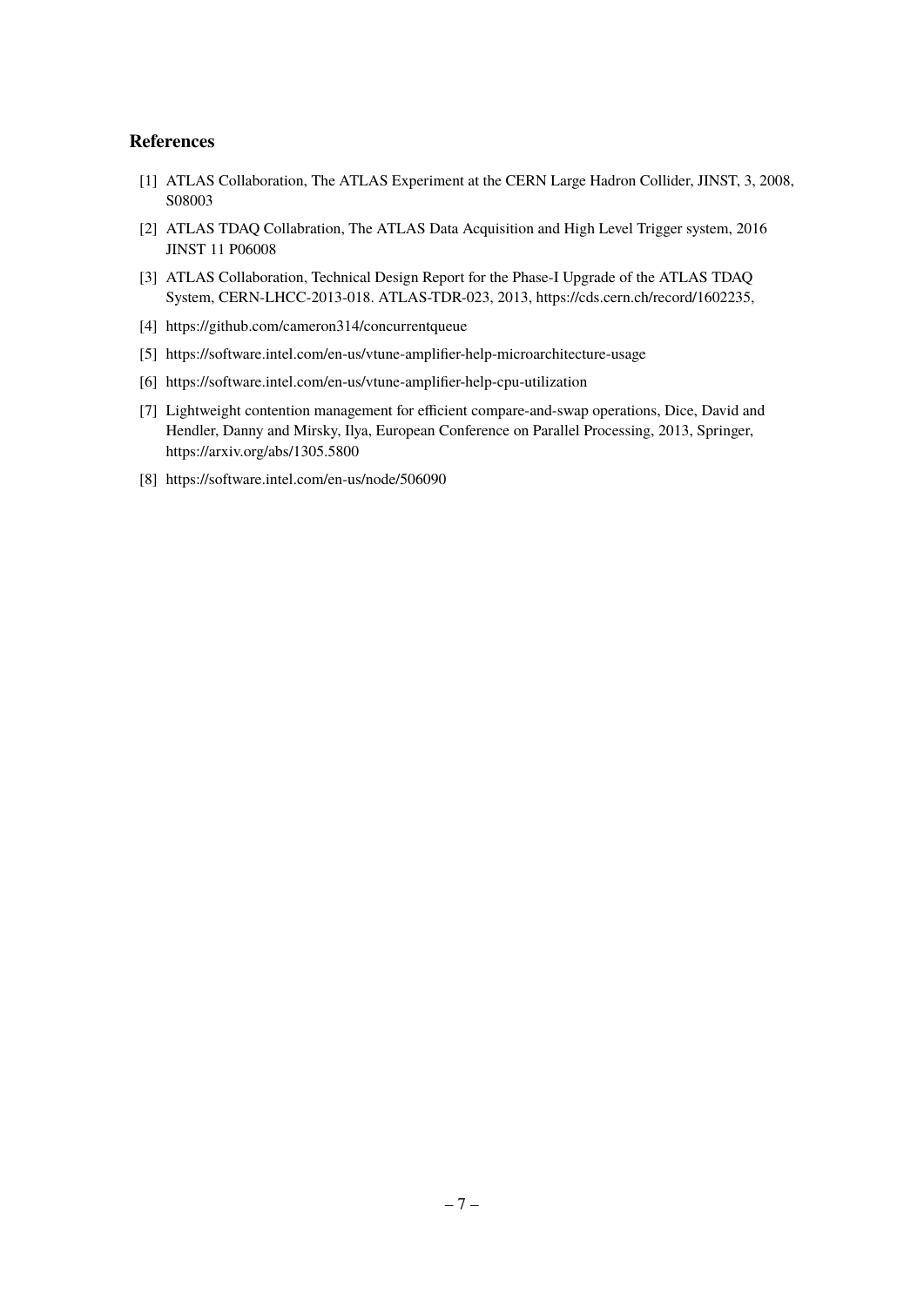## References

[1] ATLAS Collaboration, The ATLAS Experiment at the CERN Large Hadron Collider, JINST, 3, 2008, S08003

[2] ATLAS TDAQ Collabration, The ATLAS Data Acquisition and High Level Trigger system, 2016 JINST 11 P06008

[3] ATLAS Collaboration, Technical Design Report for the Phase-I Upgrade of the ATLAS TDAQ System, CERN-LHCC-2013-018. ATLAS-TDR-023, 2013, https://cds.cern.ch/record/1602235,

[4] https://github.com/cameron314/concurrentqueue

[5] https://software.intel.com/en-us/vtune-amplifier-help-microarchitecture-usage

[6] https://software.intel.com/en-us/vtune-amplifier-help-cpu-utilization

[7] Lightweight contention management for efficient compare-and-swap operations, Dice, David and Hendler, Danny and Mirsky, Ilya, European Conference on Parallel Processing, 2013, Springer, https://arxiv.org/abs/1305.5800

[8] https://software.intel.com/en-us/node/506090